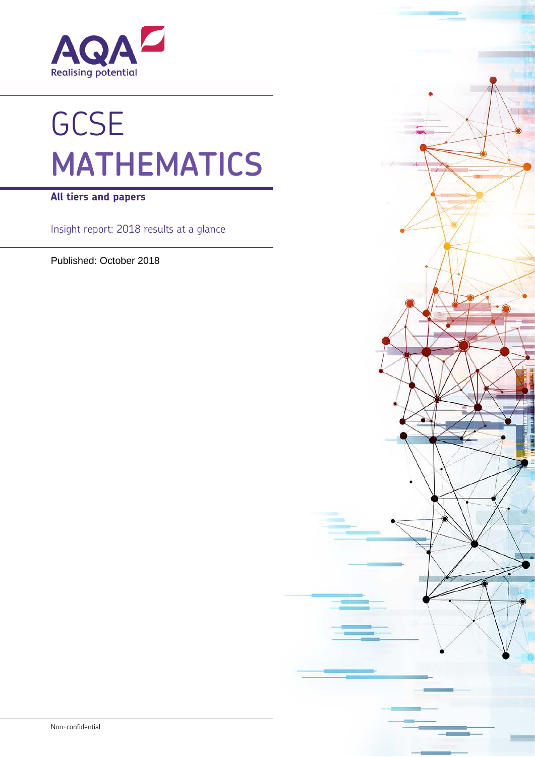AQA

Realising potential

# GCSE MATHEMATICS

**All tiers and papers**

Insight report: 2018 results at a glance

Published: October 2018

Non-confidential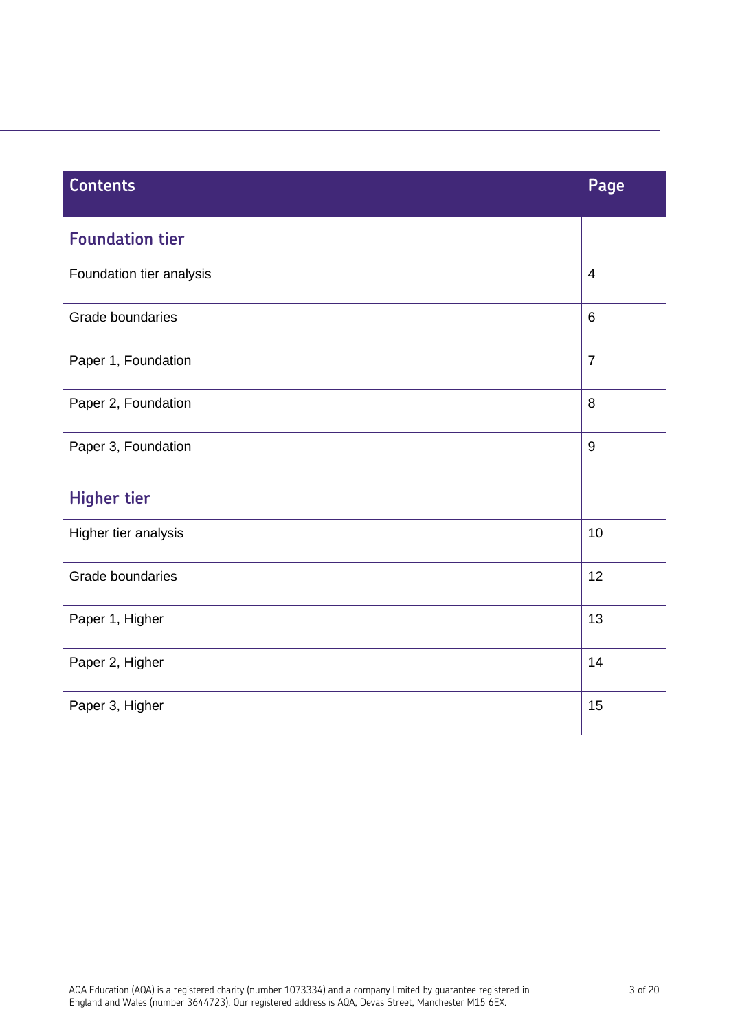| Contents | Page |
|---|---|
| **Foundation tier** | |
| Foundation tier analysis | 4 |
| Grade boundaries | 6 |
| Paper 1, Foundation | 7 |
| Paper 2, Foundation | 8 |
| Paper 3, Foundation | 9 |
| **Higher tier** | |
| Higher tier analysis | 10 |
| Grade boundaries | 12 |
| Paper 1, Higher | 13 |
| Paper 2, Higher | 14 |
| Paper 3, Higher | 15 |

AQA Education (AQA) is a registered charity (number 1073334) and a company limited by guarantee registered in England and Wales (number 3644723). Our registered address is AQA, Devas Street, Manchester M15 6EX.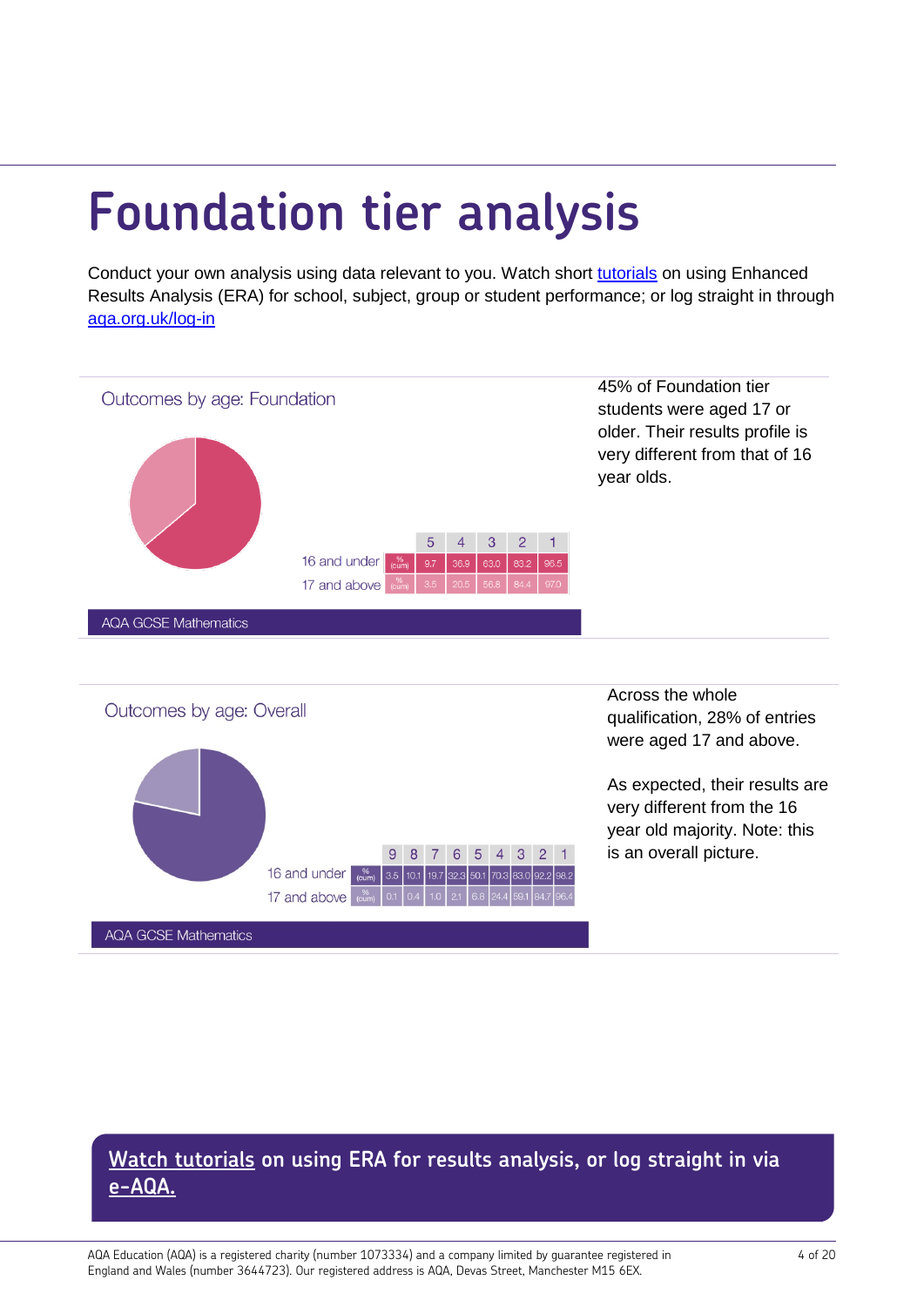# Foundation tier analysis

Conduct your own analysis using data relevant to you. Watch short tutorials on using Enhanced Results Analysis (ERA) for school, subject, group or student performance; or log straight in through aqa.org.uk/log-in

## Outcomes by age: Foundation

| | | 5 | 4 | 3 | 2 | 1 |
|---|---|---|---|---|---|---|
| 16 and under | % (cum) | 9.7 | 36.9 | 63.0 | 83.2 | 96.5 |
| 17 and above | % (cum) | 3.5 | 20.5 | 56.8 | 84.4 | 97.0 |

AQA GCSE Mathematics

45% of Foundation tier students were aged 17 or older. Their results profile is very different from that of 16 year olds.

## Outcomes by age: Overall

| | | 9 | 8 | 7 | 6 | 5 | 4 | 3 | 2 | 1 |
|---|---|---|---|---|---|---|---|---|---|---|
| 16 and under | % (cum) | 3.5 | 10.1 | 19.7 | 32.3 | 50.1 | 70.3 | 83.0 | 92.2 | 98.2 |
| 17 and above | % (cum) | 0.1 | 0.4 | 1.0 | 2.1 | 6.8 | 24.4 | 59.1 | 84.7 | 96.4 |

AQA GCSE Mathematics

Across the whole qualification, 28% of entries were aged 17 and above.

As expected, their results are very different from the 16 year old majority. Note: this is an overall picture.

**Watch tutorials on using ERA for results analysis, or log straight in via e-AQA.**

AQA Education (AQA) is a registered charity (number 1073334) and a company limited by guarantee registered in England and Wales (number 3644723). Our registered address is AQA, Devas Street, Manchester M15 6EX.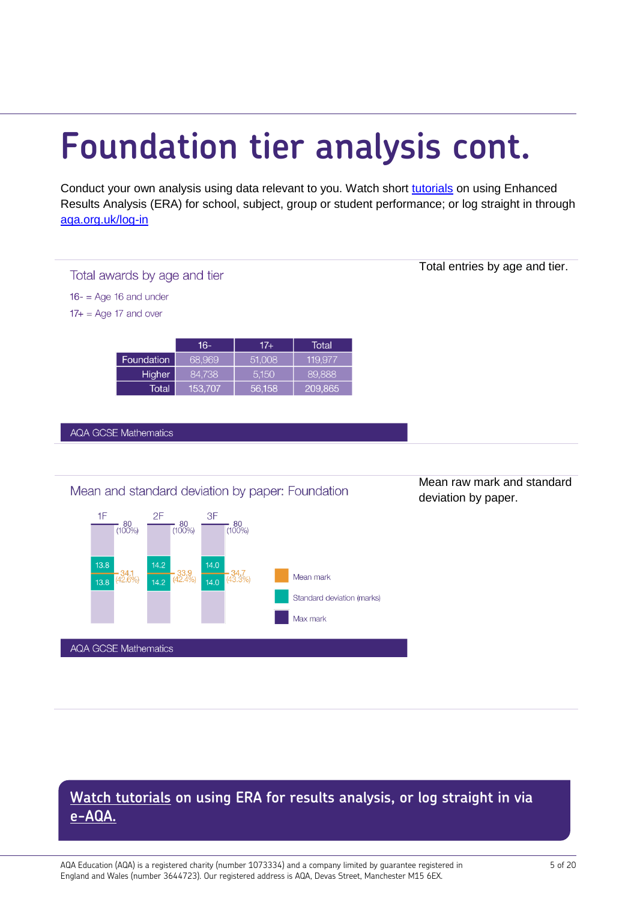# Foundation tier analysis cont.

Conduct your own analysis using data relevant to you. Watch short tutorials on using Enhanced Results Analysis (ERA) for school, subject, group or student performance; or log straight in through aqa.org.uk/log-in

## Total awards by age and tier

Total entries by age and tier.

16- = Age 16 and under

17+ = Age 17 and over

| | 16- | 17+ | Total |
|---|---|---|---|
| Foundation | 68,969 | 51,008 | 119,977 |
| Higher | 84,738 | 5,150 | 89,888 |
| Total | 153,707 | 56,158 | 209,865 |

AQA GCSE Mathematics

## Mean and standard deviation by paper: Foundation

Mean raw mark and standard deviation by paper.

| Paper | Max mark | Mean mark | Standard deviation (marks) |
|---|---|---|---|
| 1F | 80 (100%) | 34.1 (42.6%) | 13.8 |
| 2F | 80 (100%) | 33.9 (42.4%) | 14.2 |
| 3F | 80 (100%) | 34.7 (43.3%) | 14.0 |

AQA GCSE Mathematics

**Watch tutorials on using ERA for results analysis, or log straight in via e-AQA.**

AQA Education (AQA) is a registered charity (number 1073334) and a company limited by guarantee registered in England and Wales (number 3644723). Our registered address is AQA, Devas Street, Manchester M15 6EX.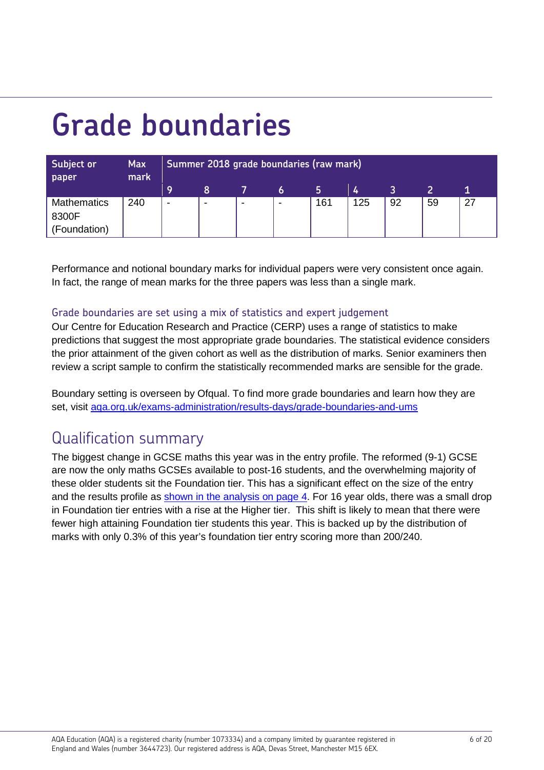# Grade boundaries

| Subject or paper | Max mark | Summer 2018 grade boundaries (raw mark) | | | | | | | | |
|---|---|---|---|---|---|---|---|---|---|---|
| | | 9 | 8 | 7 | 6 | 5 | 4 | 3 | 2 | 1 |
| Mathematics 8300F (Foundation) | 240 | - | - | - | - | 161 | 125 | 92 | 59 | 27 |

Performance and notional boundary marks for individual papers were very consistent once again. In fact, the range of mean marks for the three papers was less than a single mark.

### Grade boundaries are set using a mix of statistics and expert judgement

Our Centre for Education Research and Practice (CERP) uses a range of statistics to make predictions that suggest the most appropriate grade boundaries. The statistical evidence considers the prior attainment of the given cohort as well as the distribution of marks. Senior examiners then review a script sample to confirm the statistically recommended marks are sensible for the grade.

Boundary setting is overseen by Ofqual. To find more grade boundaries and learn how they are set, visit [aqa.org.uk/exams-administration/results-days/grade-boundaries-and-ums](aqa.org.uk/exams-administration/results-days/grade-boundaries-and-ums)

## Qualification summary

The biggest change in GCSE maths this year was in the entry profile. The reformed (9-1) GCSE are now the only maths GCSEs available to post-16 students, and the overwhelming majority of these older students sit the Foundation tier. This has a significant effect on the size of the entry and the results profile as shown in the analysis on page 4. For 16 year olds, there was a small drop in Foundation tier entries with a rise at the Higher tier. This shift is likely to mean that there were fewer high attaining Foundation tier students this year. This is backed up by the distribution of marks with only 0.3% of this year's foundation tier entry scoring more than 200/240.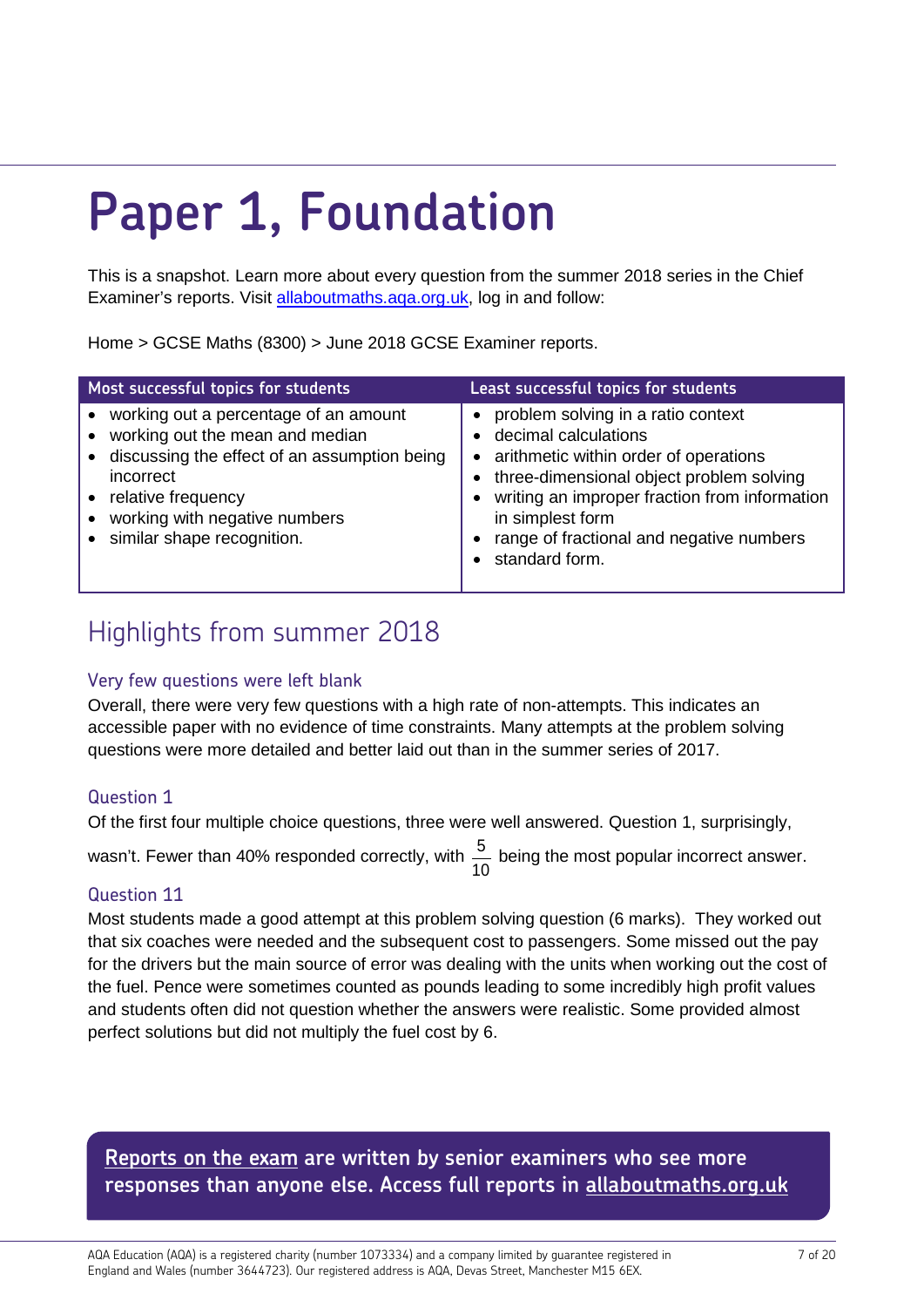# Paper 1, Foundation

This is a snapshot. Learn more about every question from the summer 2018 series in the Chief Examiner's reports. Visit [allaboutmaths.aqa.org.uk](allaboutmaths.aqa.org.uk), log in and follow:

Home > GCSE Maths (8300) > June 2018 GCSE Examiner reports.

| Most successful topics for students | Least successful topics for students |
|---|---|
| • working out a percentage of an amount<br>• working out the mean and median<br>• discussing the effect of an assumption being incorrect<br>• relative frequency<br>• working with negative numbers<br>• similar shape recognition. | • problem solving in a ratio context<br>• decimal calculations<br>• arithmetic within order of operations<br>• three-dimensional object problem solving<br>• writing an improper fraction from information in simplest form<br>• range of fractional and negative numbers<br>• standard form. |

## Highlights from summer 2018

### Very few questions were left blank

Overall, there were very few questions with a high rate of non-attempts. This indicates an accessible paper with no evidence of time constraints. Many attempts at the problem solving questions were more detailed and better laid out than in the summer series of 2017.

### Question 1

Of the first four multiple choice questions, three were well answered. Question 1, surprisingly, wasn't. Fewer than 40% responded correctly, with $\frac{5}{10}$ being the most popular incorrect answer.

### Question 11

Most students made a good attempt at this problem solving question (6 marks). They worked out that six coaches were needed and the subsequent cost to passengers. Some missed out the pay for the drivers but the main source of error was dealing with the units when working out the cost of the fuel. Pence were sometimes counted as pounds leading to some incredibly high profit values and students often did not question whether the answers were realistic. Some provided almost perfect solutions but did not multiply the fuel cost by 6.

**Reports on the exam are written by senior examiners who see more responses than anyone else. Access full reports in allaboutmaths.org.uk**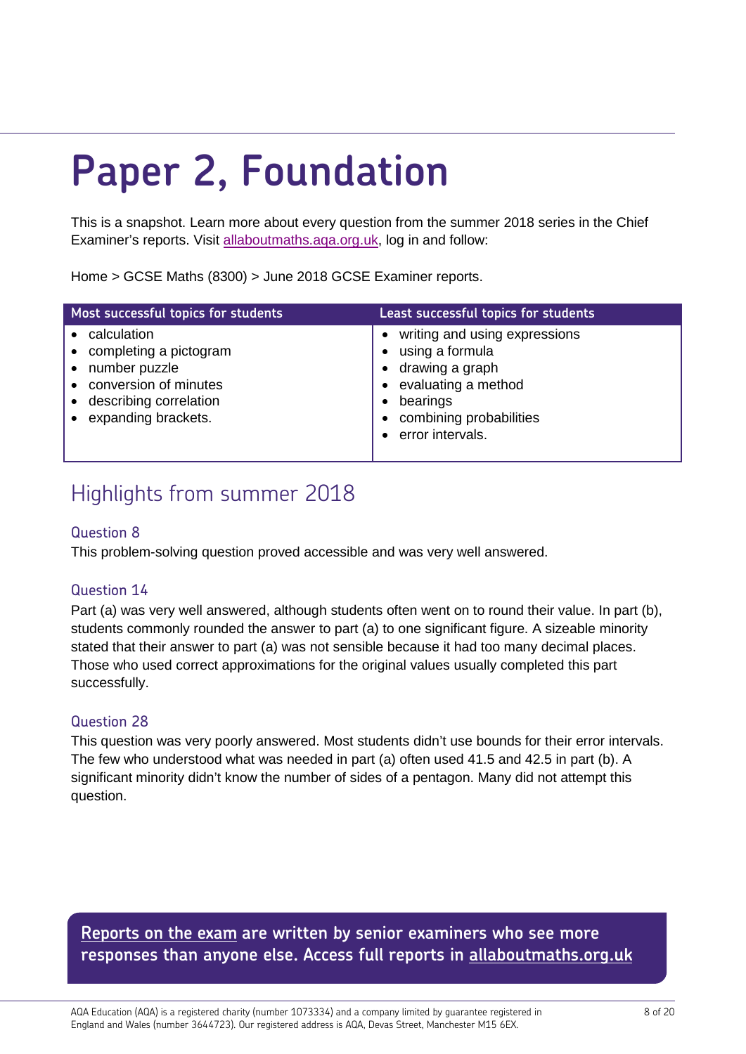# Paper 2, Foundation

This is a snapshot. Learn more about every question from the summer 2018 series in the Chief Examiner's reports. Visit allaboutmaths.aqa.org.uk, log in and follow:

Home > GCSE Maths (8300) > June 2018 GCSE Examiner reports.

| Most successful topics for students | Least successful topics for students |
|---|---|
| • calculation<br>• completing a pictogram<br>• number puzzle<br>• conversion of minutes<br>• describing correlation<br>• expanding brackets. | • writing and using expressions<br>• using a formula<br>• drawing a graph<br>• evaluating a method<br>• bearings<br>• combining probabilities<br>• error intervals. |

## Highlights from summer 2018

### Question 8

This problem-solving question proved accessible and was very well answered.

### Question 14

Part (a) was very well answered, although students often went on to round their value. In part (b), students commonly rounded the answer to part (a) to one significant figure. A sizeable minority stated that their answer to part (a) was not sensible because it had too many decimal places. Those who used correct approximations for the original values usually completed this part successfully.

### Question 28

This question was very poorly answered. Most students didn't use bounds for their error intervals. The few who understood what was needed in part (a) often used 41.5 and 42.5 in part (b). A significant minority didn't know the number of sides of a pentagon. Many did not attempt this question.

**Reports on the exam are written by senior examiners who see more responses than anyone else. Access full reports in allaboutmaths.org.uk**

AQA Education (AQA) is a registered charity (number 1073334) and a company limited by guarantee registered in England and Wales (number 3644723). Our registered address is AQA, Devas Street, Manchester M15 6EX.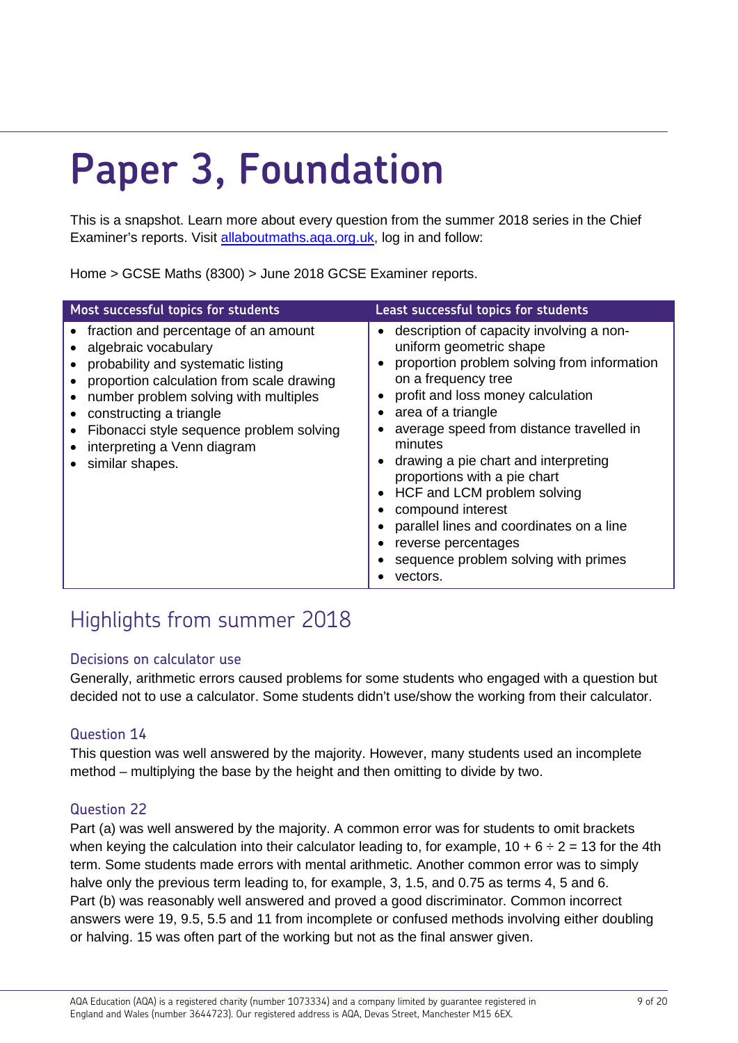# Paper 3, Foundation

This is a snapshot. Learn more about every question from the summer 2018 series in the Chief Examiner's reports. Visit [allaboutmaths.aqa.org.uk](allaboutmaths.aqa.org.uk), log in and follow:

Home > GCSE Maths (8300) > June 2018 GCSE Examiner reports.

| Most successful topics for students | Least successful topics for students |
|---|---|
| • fraction and percentage of an amount<br>• algebraic vocabulary<br>• probability and systematic listing<br>• proportion calculation from scale drawing<br>• number problem solving with multiples<br>• constructing a triangle<br>• Fibonacci style sequence problem solving<br>• interpreting a Venn diagram<br>• similar shapes. | • description of capacity involving a non-uniform geometric shape<br>• proportion problem solving from information on a frequency tree<br>• profit and loss money calculation<br>• area of a triangle<br>• average speed from distance travelled in minutes<br>• drawing a pie chart and interpreting proportions with a pie chart<br>• HCF and LCM problem solving<br>• compound interest<br>• parallel lines and coordinates on a line<br>• reverse percentages<br>• sequence problem solving with primes<br>• vectors. |

## Highlights from summer 2018

### Decisions on calculator use

Generally, arithmetic errors caused problems for some students who engaged with a question but decided not to use a calculator. Some students didn't use/show the working from their calculator.

### Question 14

This question was well answered by the majority. However, many students used an incomplete method – multiplying the base by the height and then omitting to divide by two.

### Question 22

Part (a) was well answered by the majority. A common error was for students to omit brackets when keying the calculation into their calculator leading to, for example, $10 + 6 \div 2 = 13$ for the 4th term. Some students made errors with mental arithmetic. Another common error was to simply halve only the previous term leading to, for example, 3, 1.5, and 0.75 as terms 4, 5 and 6.
Part (b) was reasonably well answered and proved a good discriminator. Common incorrect answers were 19, 9.5, 5.5 and 11 from incomplete or confused methods involving either doubling or halving. 15 was often part of the working but not as the final answer given.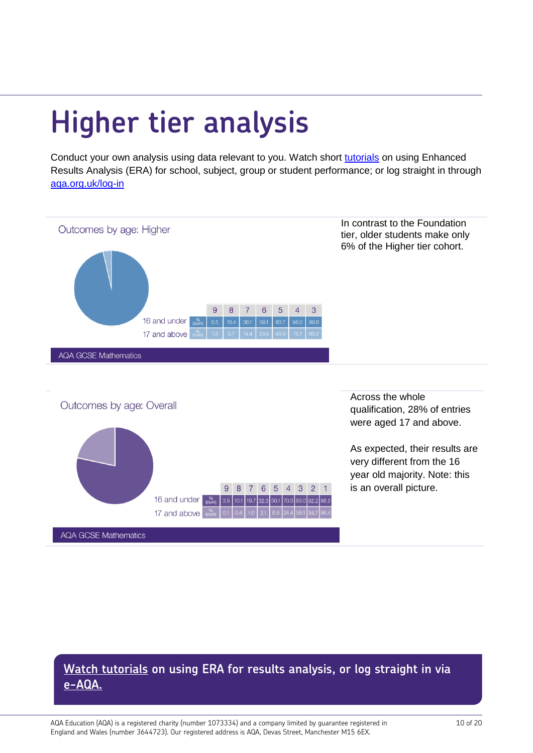# Higher tier analysis

Conduct your own analysis using data relevant to you. Watch short tutorials on using Enhanced Results Analysis (ERA) for school, subject, group or student performance; or log straight in through aqa.org.uk/log-in

## Outcomes by age: Higher

| | | 9 | 8 | 7 | 6 | 5 | 4 | 3 |
|---|---|---|---|---|---|---|---|---|
| 16 and under | % (cum) | 6.5 | 18.4 | 36.1 | 59.1 | 83.7 | 98.0 | 99.6 |
| 17 and above | % (cum) | 1.8 | 5.7 | 14.4 | 29.8 | 49.9 | 76.1 | 89.2 |

AQA GCSE Mathematics

In contrast to the Foundation tier, older students make only 6% of the Higher tier cohort.

## Outcomes by age: Overall

| | | 9 | 8 | 7 | 6 | 5 | 4 | 3 | 2 | 1 |
|---|---|---|---|---|---|---|---|---|---|---|
| 16 and under | % (cum) | 3.5 | 10.1 | 19.7 | 32.3 | 50.1 | 70.3 | 83.0 | 92.2 | 98.2 |
| 17 and above | % (cum) | 0.1 | 0.4 | 1.0 | 2.1 | 6.8 | 24.4 | 59.1 | 84.7 | 96.4 |

AQA GCSE Mathematics

Across the whole qualification, 28% of entries were aged 17 and above.

As expected, their results are very different from the 16 year old majority. Note: this is an overall picture.

**Watch tutorials on using ERA for results analysis, or log straight in via e-AQA.**

AQA Education (AQA) is a registered charity (number 1073334) and a company limited by guarantee registered in England and Wales (number 3644723). Our registered address is AQA, Devas Street, Manchester M15 6EX.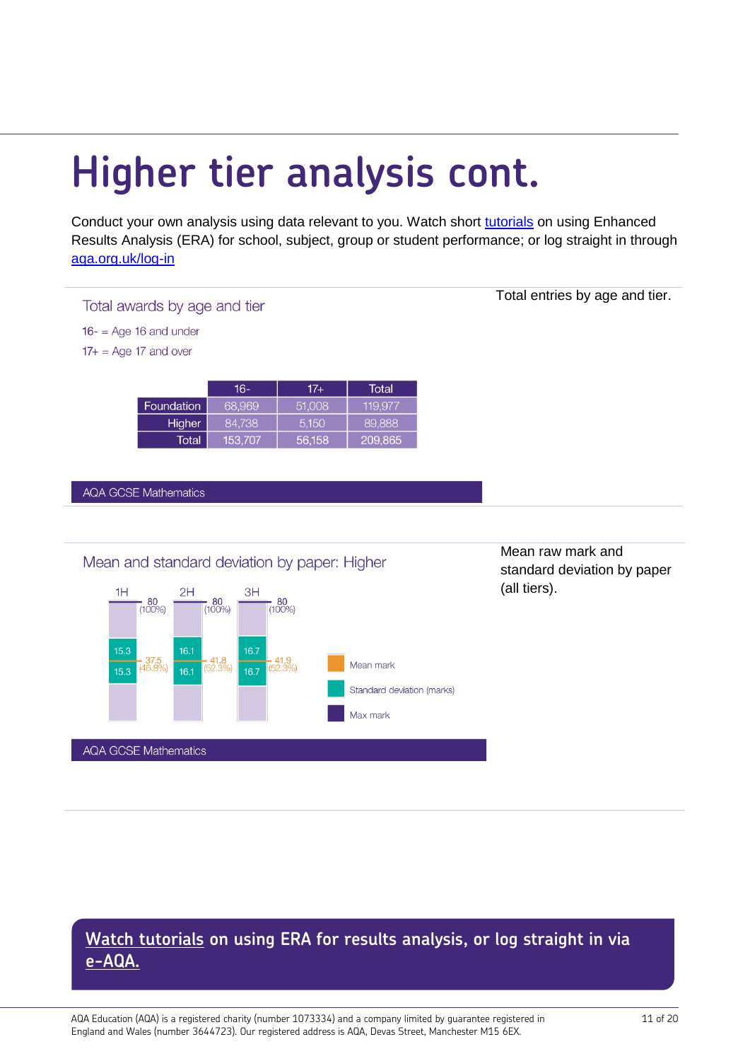# Higher tier analysis cont.

Conduct your own analysis using data relevant to you. Watch short tutorials on using Enhanced Results Analysis (ERA) for school, subject, group or student performance; or log straight in through aqa.org.uk/log-in

Total entries by age and tier.

## Total awards by age and tier

16- = Age 16 and under

17+ = Age 17 and over

| | 16- | 17+ | Total |
|---|---|---|---|
| Foundation | 68,969 | 51,008 | 119,977 |
| Higher | 84,738 | 5,150 | 89,888 |
| Total | 153,707 | 56,158 | 209,865 |

AQA GCSE Mathematics

Mean raw mark and standard deviation by paper (all tiers).

## Mean and standard deviation by paper: Higher

| Paper | Max mark | Mean mark | Standard deviation (marks) |
|---|---|---|---|
| 1H | 80 (100%) | 37.5 (46.8%) | 15.3 |
| 2H | 80 (100%) | 41.8 (52.3%) | 16.1 |
| 3H | 80 (100%) | 41.9 (52.3%) | 16.7 |

AQA GCSE Mathematics

**Watch tutorials on using ERA for results analysis, or log straight in via e-AQA.**

AQA Education (AQA) is a registered charity (number 1073334) and a company limited by guarantee registered in England and Wales (number 3644723). Our registered address is AQA, Devas Street, Manchester M15 6EX.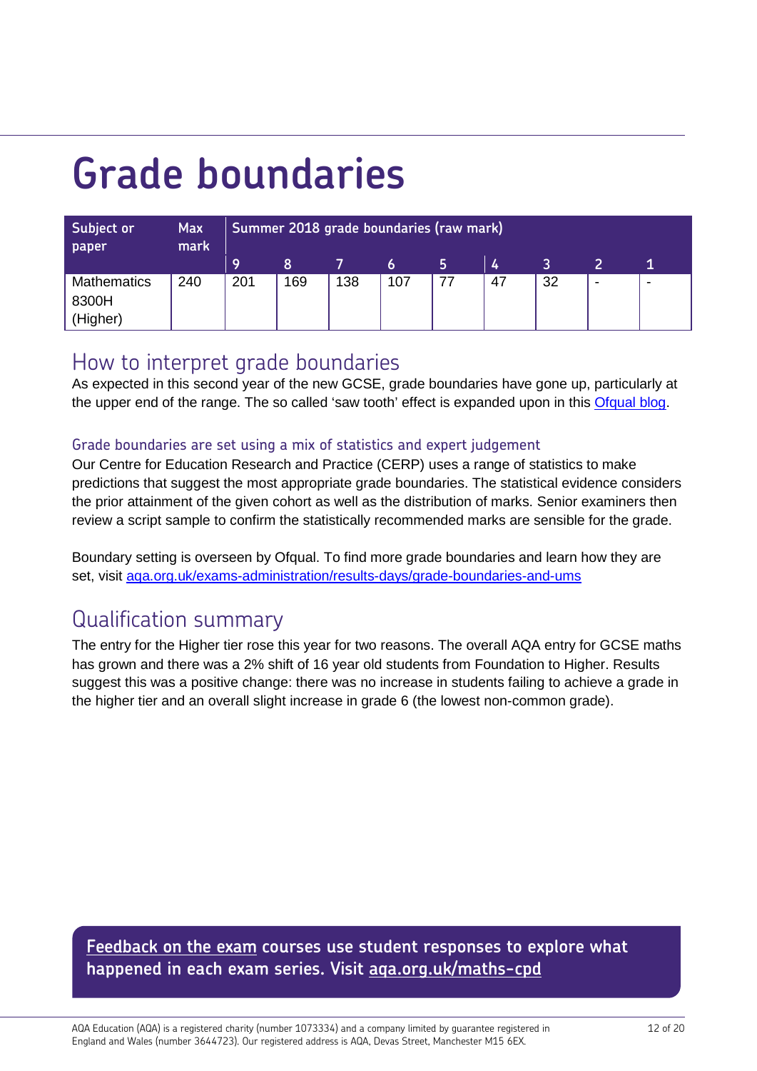# Grade boundaries

| Subject or paper | Max mark | Summer 2018 grade boundaries (raw mark) | | | | | | | | |
|---|---|---|---|---|---|---|---|---|---|---|
| | | 9 | 8 | 7 | 6 | 5 | 4 | 3 | 2 | 1 |
| Mathematics 8300H (Higher) | 240 | 201 | 169 | 138 | 107 | 77 | 47 | 32 | - | - |

## How to interpret grade boundaries

As expected in this second year of the new GCSE, grade boundaries have gone up, particularly at the upper end of the range. The so called 'saw tooth' effect is expanded upon in this Ofqual blog.

### Grade boundaries are set using a mix of statistics and expert judgement

Our Centre for Education Research and Practice (CERP) uses a range of statistics to make predictions that suggest the most appropriate grade boundaries. The statistical evidence considers the prior attainment of the given cohort as well as the distribution of marks. Senior examiners then review a script sample to confirm the statistically recommended marks are sensible for the grade.

Boundary setting is overseen by Ofqual. To find more grade boundaries and learn how they are set, visit aqa.org.uk/exams-administration/results-days/grade-boundaries-and-ums

## Qualification summary

The entry for the Higher tier rose this year for two reasons. The overall AQA entry for GCSE maths has grown and there was a 2% shift of 16 year old students from Foundation to Higher. Results suggest this was a positive change: there was no increase in students failing to achieve a grade in the higher tier and an overall slight increase in grade 6 (the lowest non-common grade).

**Feedback on the exam courses use student responses to explore what happened in each exam series. Visit aqa.org.uk/maths-cpd**

AQA Education (AQA) is a registered charity (number 1073334) and a company limited by guarantee registered in England and Wales (number 3644723). Our registered address is AQA, Devas Street, Manchester M15 6EX.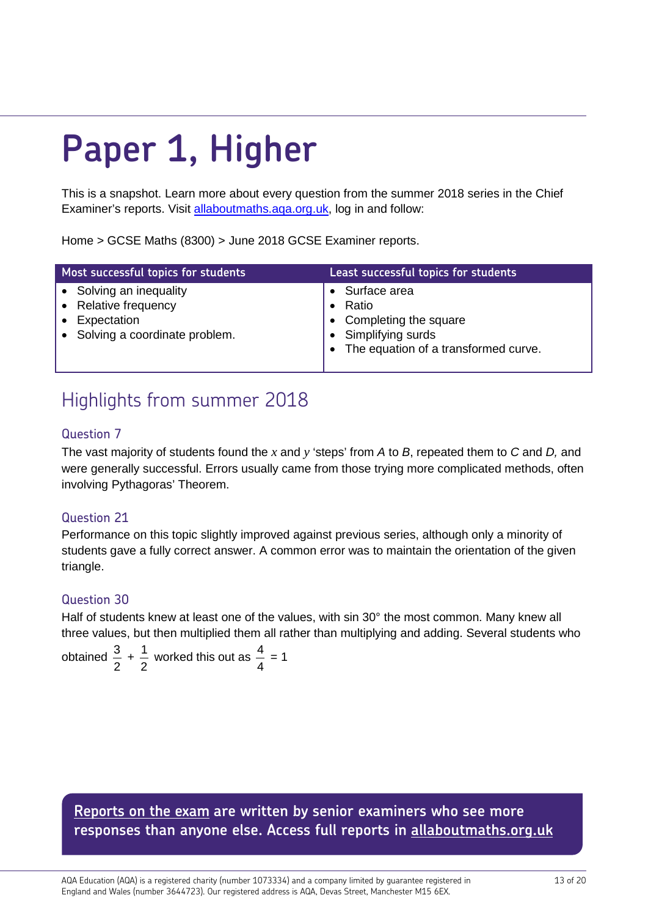# Paper 1, Higher

This is a snapshot. Learn more about every question from the summer 2018 series in the Chief Examiner's reports. Visit allaboutmaths.aqa.org.uk, log in and follow:

Home > GCSE Maths (8300) > June 2018 GCSE Examiner reports.

| Most successful topics for students | Least successful topics for students |
| --- | --- |
| • Solving an inequality<br>• Relative frequency<br>• Expectation<br>• Solving a coordinate problem. | • Surface area<br>• Ratio<br>• Completing the square<br>• Simplifying surds<br>• The equation of a transformed curve. |

## Highlights from summer 2018

### Question 7

The vast majority of students found the $x$ and $y$ 'steps' from *A* to *B*, repeated them to *C* and *D,* and were generally successful. Errors usually came from those trying more complicated methods, often involving Pythagoras' Theorem.

### Question 21

Performance on this topic slightly improved against previous series, although only a minority of students gave a fully correct answer. A common error was to maintain the orientation of the given triangle.

### Question 30

Half of students knew at least one of the values, with sin 30° the most common. Many knew all three values, but then multiplied them all rather than multiplying and adding. Several students who obtained $\frac{3}{2} + \frac{1}{2}$ worked this out as $\frac{4}{4} = 1$

**Reports on the exam are written by senior examiners who see more responses than anyone else. Access full reports in allaboutmaths.org.uk**

AQA Education (AQA) is a registered charity (number 1073334) and a company limited by guarantee registered in England and Wales (number 3644723). Our registered address is AQA, Devas Street, Manchester M15 6EX.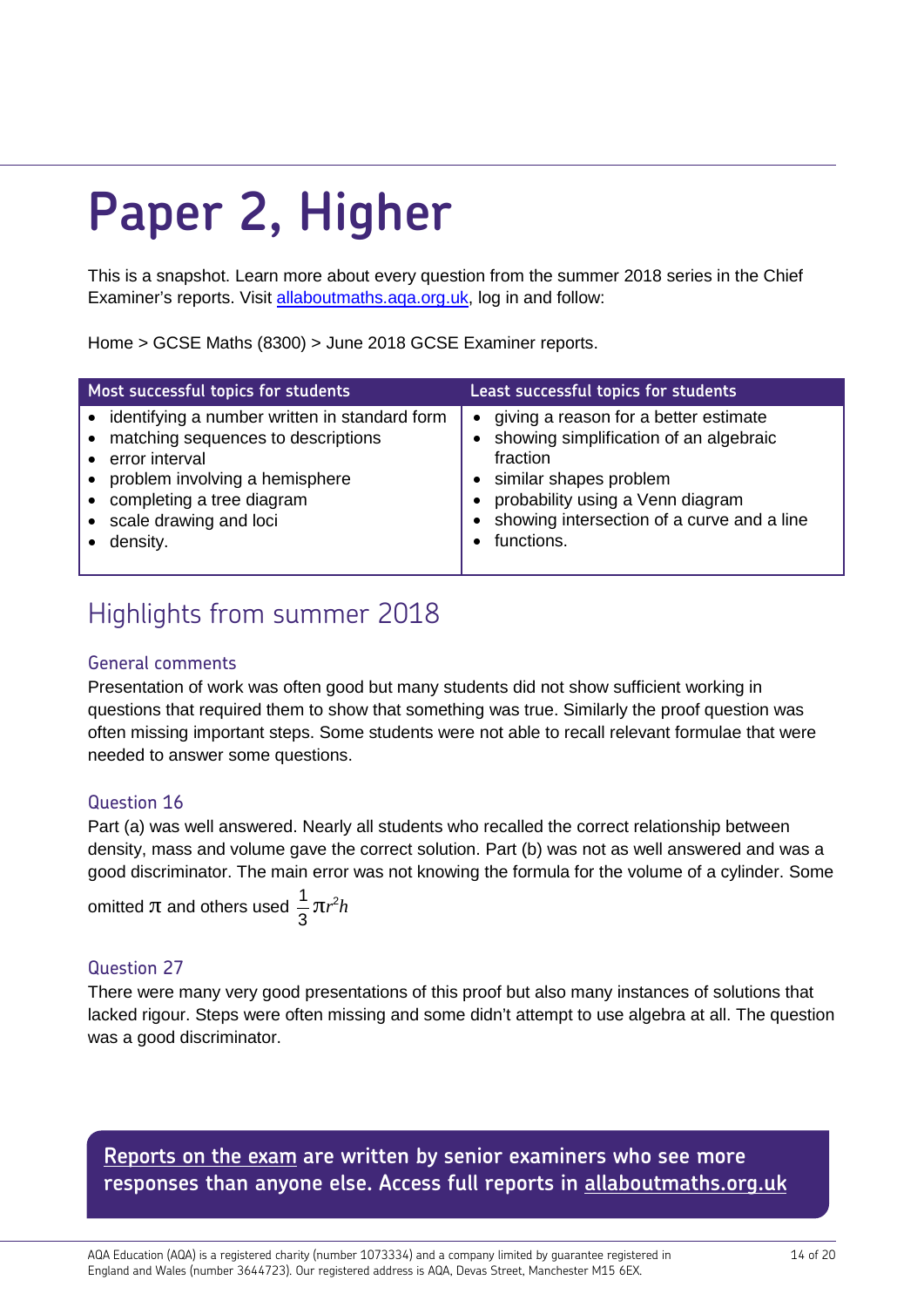# Paper 2, Higher

This is a snapshot. Learn more about every question from the summer 2018 series in the Chief Examiner's reports. Visit allaboutmaths.aqa.org.uk, log in and follow:

Home > GCSE Maths (8300) > June 2018 GCSE Examiner reports.

| Most successful topics for students | Least successful topics for students |
|---|---|
| • identifying a number written in standard form<br>• matching sequences to descriptions<br>• error interval<br>• problem involving a hemisphere<br>• completing a tree diagram<br>• scale drawing and loci<br>• density. | • giving a reason for a better estimate<br>• showing simplification of an algebraic fraction<br>• similar shapes problem<br>• probability using a Venn diagram<br>• showing intersection of a curve and a line<br>• functions. |

## Highlights from summer 2018

### General comments

Presentation of work was often good but many students did not show sufficient working in questions that required them to show that something was true. Similarly the proof question was often missing important steps. Some students were not able to recall relevant formulae that were needed to answer some questions.

### Question 16

Part (a) was well answered. Nearly all students who recalled the correct relationship between density, mass and volume gave the correct solution. Part (b) was not as well answered and was a good discriminator. The main error was not knowing the formula for the volume of a cylinder. Some omitted $\pi$ and others used $\frac{1}{3}\pi r^2 h$

### Question 27

There were many very good presentations of this proof but also many instances of solutions that lacked rigour. Steps were often missing and some didn't attempt to use algebra at all. The question was a good discriminator.

**Reports on the exam are written by senior examiners who see more responses than anyone else. Access full reports in allaboutmaths.org.uk**

AQA Education (AQA) is a registered charity (number 1073334) and a company limited by guarantee registered in England and Wales (number 3644723). Our registered address is AQA, Devas Street, Manchester M15 6EX.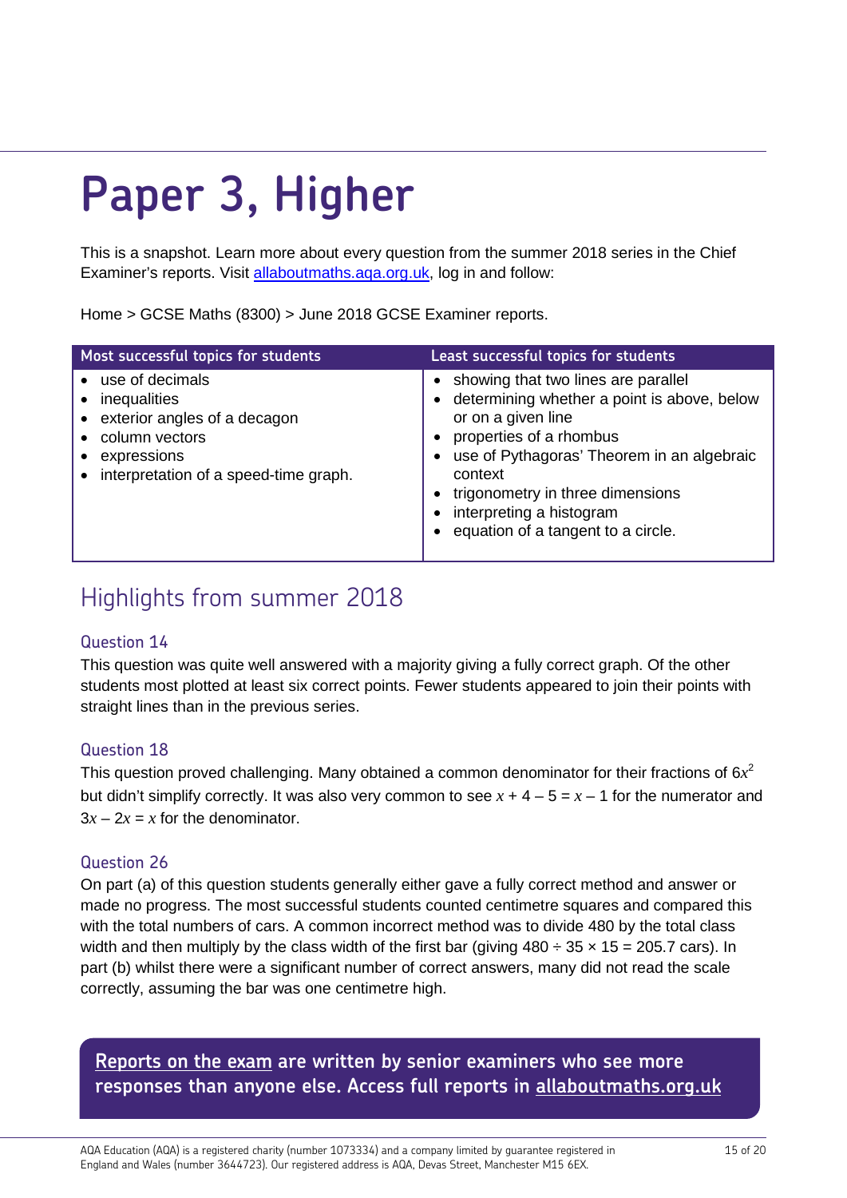# Paper 3, Higher

This is a snapshot. Learn more about every question from the summer 2018 series in the Chief Examiner's reports. Visit [allaboutmaths.aqa.org.uk](allaboutmaths.aqa.org.uk), log in and follow:

Home > GCSE Maths (8300) > June 2018 GCSE Examiner reports.

| Most successful topics for students | Least successful topics for students |
| --- | --- |
| • use of decimals<br>• inequalities<br>• exterior angles of a decagon<br>• column vectors<br>• expressions<br>• interpretation of a speed-time graph. | • showing that two lines are parallel<br>• determining whether a point is above, below or on a given line<br>• properties of a rhombus<br>• use of Pythagoras' Theorem in an algebraic context<br>• trigonometry in three dimensions<br>• interpreting a histogram<br>• equation of a tangent to a circle. |

## Highlights from summer 2018

### Question 14

This question was quite well answered with a majority giving a fully correct graph. Of the other students most plotted at least six correct points. Fewer students appeared to join their points with straight lines than in the previous series.

### Question 18

This question proved challenging. Many obtained a common denominator for their fractions of $6x^2$ but didn't simplify correctly. It was also very common to see $x + 4 - 5 = x - 1$ for the numerator and $3x - 2x = x$ for the denominator.

### Question 26

On part (a) of this question students generally either gave a fully correct method and answer or made no progress. The most successful students counted centimetre squares and compared this with the total numbers of cars. A common incorrect method was to divide 480 by the total class width and then multiply by the class width of the first bar (giving $480 \div 35 \times 15 = 205.7$ cars). In part (b) whilst there were a significant number of correct answers, many did not read the scale correctly, assuming the bar was one centimetre high.

**Reports on the exam are written by senior examiners who see more responses than anyone else. Access full reports in allaboutmaths.org.uk**

AQA Education (AQA) is a registered charity (number 1073334) and a company limited by guarantee registered in England and Wales (number 3644723). Our registered address is AQA, Devas Street, Manchester M15 6EX.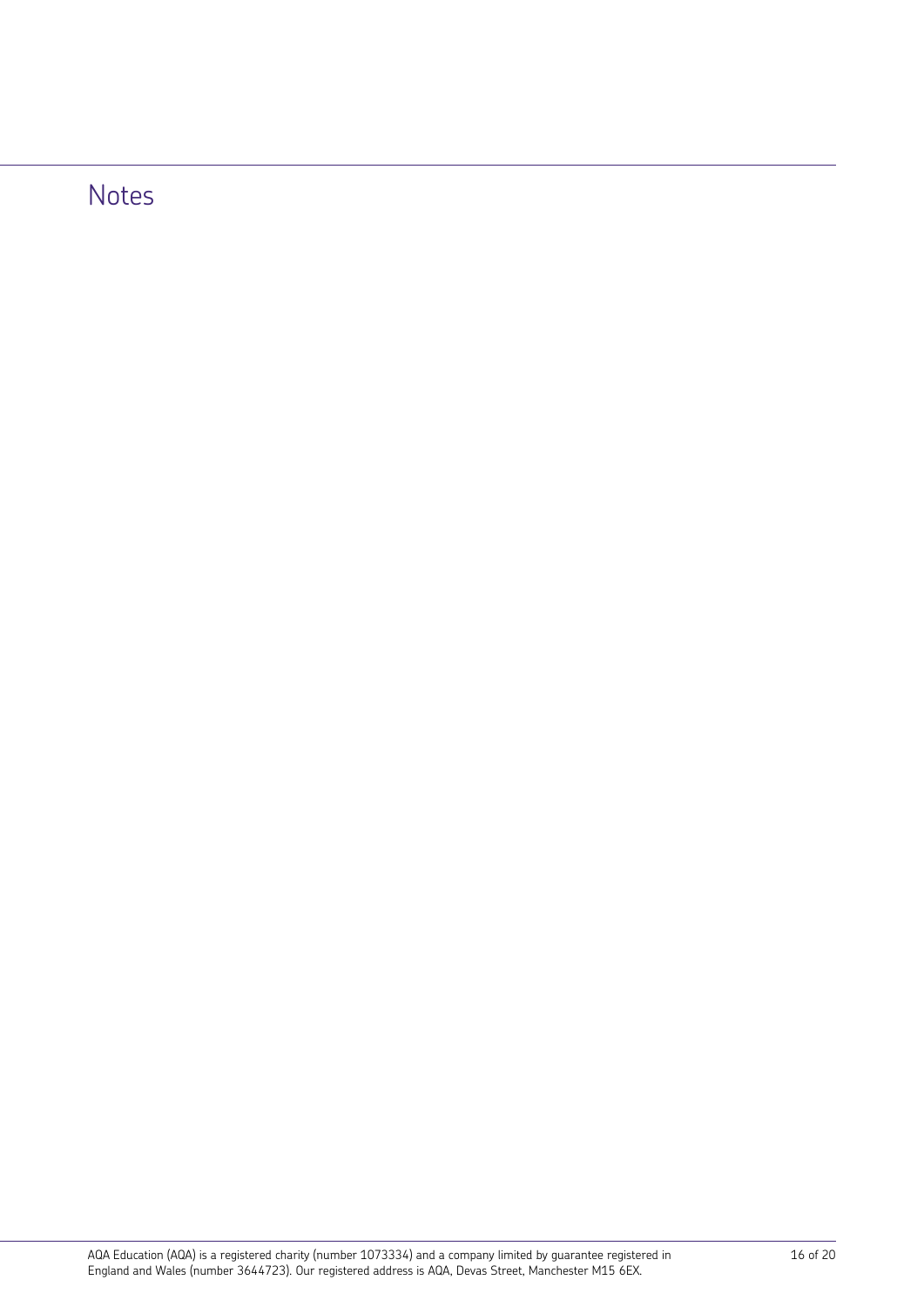## Notes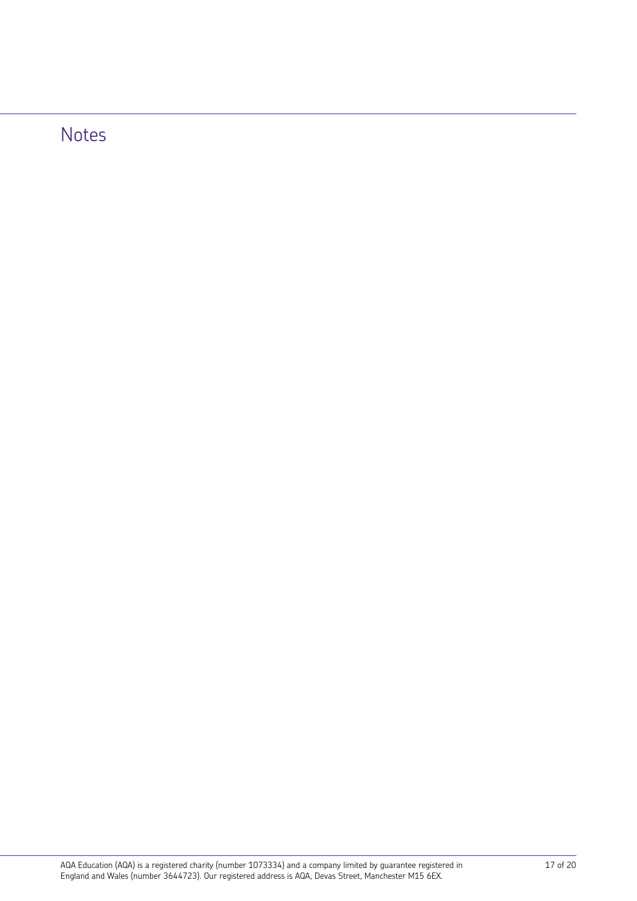## Notes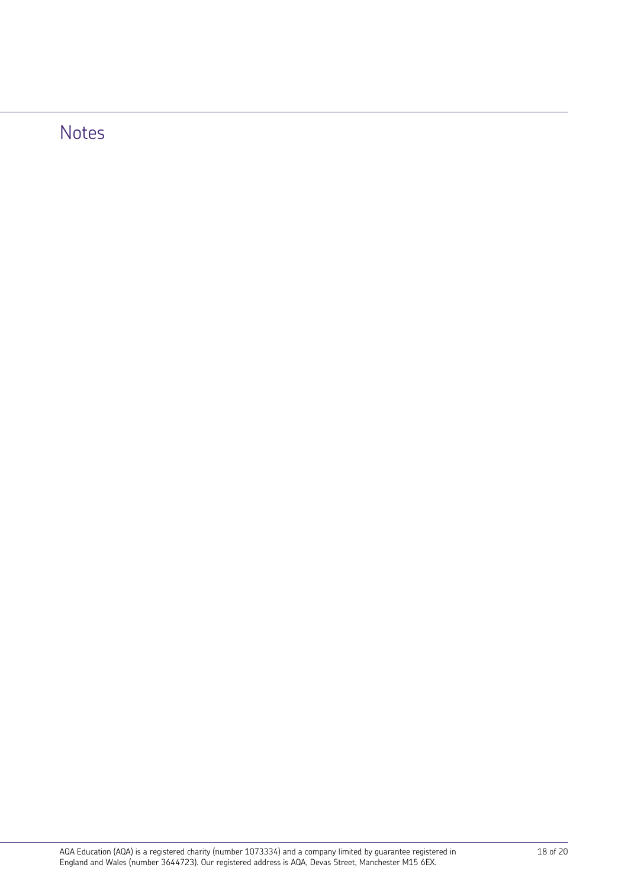## Notes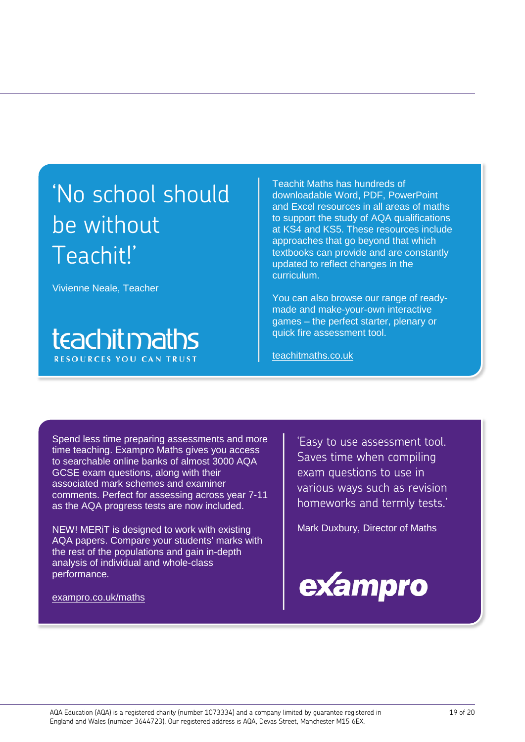'No school should be without Teachit!'

Vivienne Neale, Teacher

teachitmaths

RESOURCES YOU CAN TRUST

Teachit Maths has hundreds of downloadable Word, PDF, PowerPoint and Excel resources in all areas of maths to support the study of AQA qualifications at KS4 and KS5. These resources include approaches that go beyond that which textbooks can provide and are constantly updated to reflect changes in the curriculum.

You can also browse our range of ready-made and make-your-own interactive games – the perfect starter, plenary or quick fire assessment tool.

teachitmaths.co.uk

Spend less time preparing assessments and more time teaching. Exampro Maths gives you access to searchable online banks of almost 3000 AQA GCSE exam questions, along with their associated mark schemes and examiner comments. Perfect for assessing across year 7-11 as the AQA progress tests are now included.

NEW! MERiT is designed to work with existing AQA papers. Compare your students' marks with the rest of the populations and gain in-depth analysis of individual and whole-class performance.

exampro.co.uk/maths

'Easy to use assessment tool. Saves time when compiling exam questions to use in various ways such as revision homeworks and termly tests.'

Mark Duxbury, Director of Maths

exampro

AQA Education (AQA) is a registered charity (number 1073334) and a company limited by guarantee registered in England and Wales (number 3644723). Our registered address is AQA, Devas Street, Manchester M15 6EX.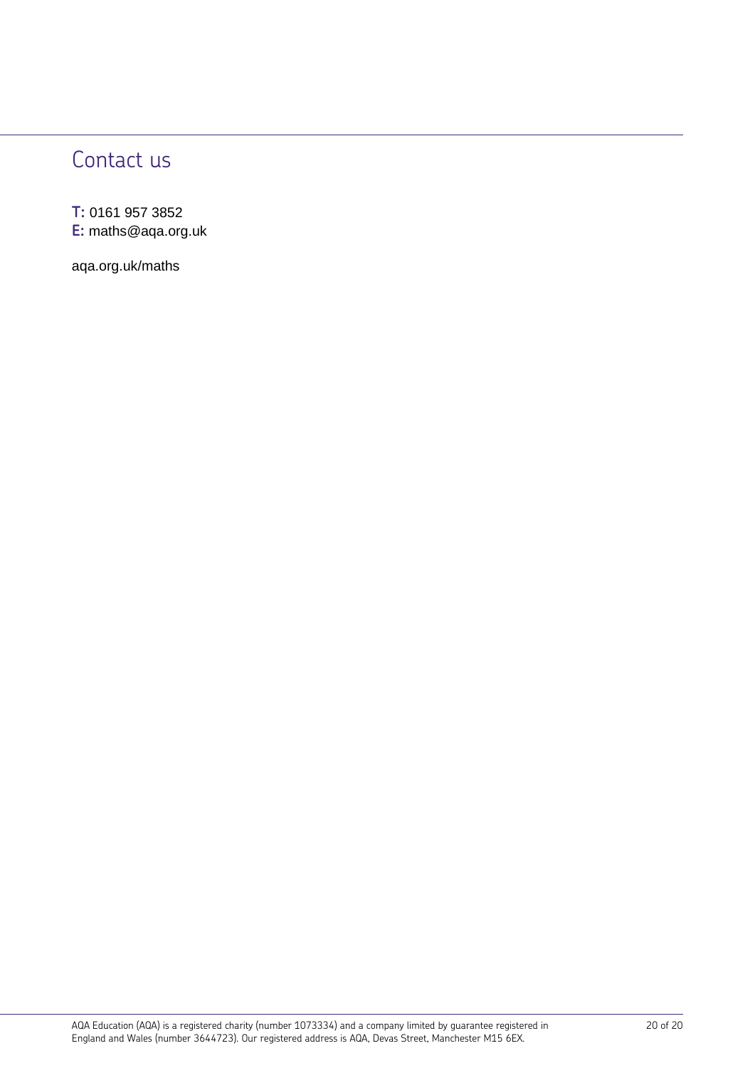## Contact us

**T:** 0161 957 3852
**E:** maths@aqa.org.uk

aqa.org.uk/maths

AQA Education (AQA) is a registered charity (number 1073334) and a company limited by guarantee registered in England and Wales (number 3644723). Our registered address is AQA, Devas Street, Manchester M15 6EX.